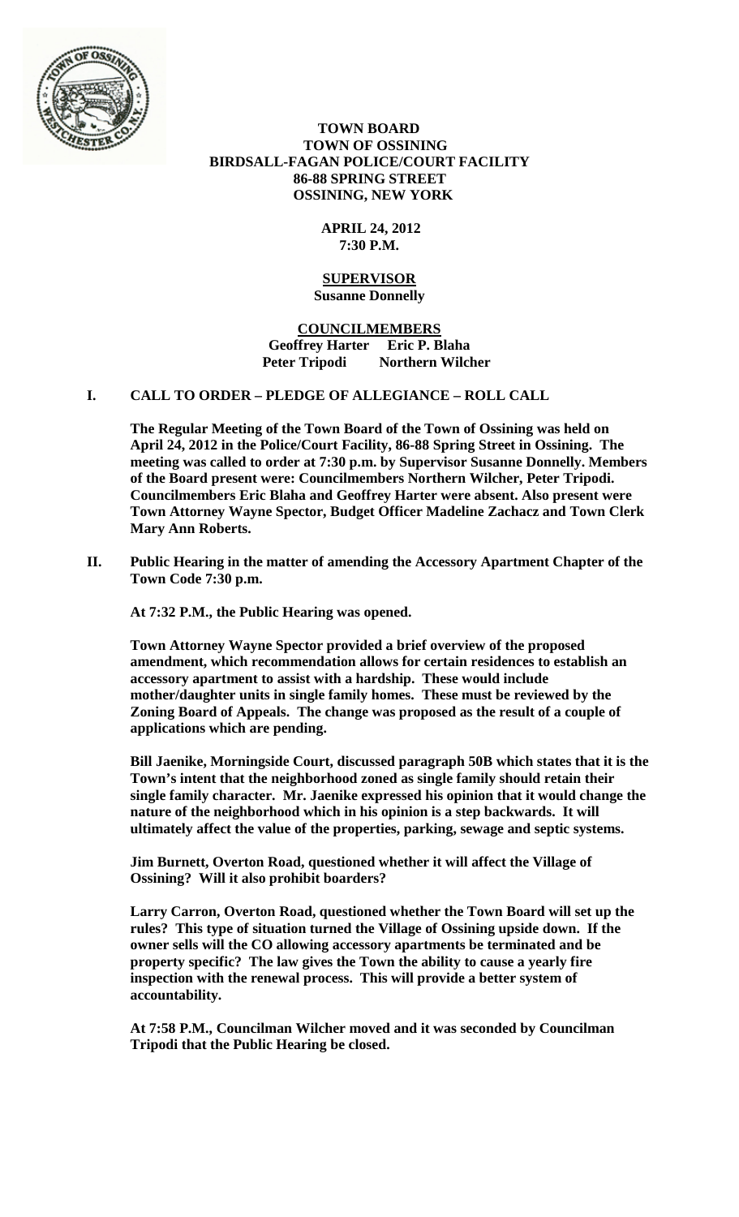# TOWN BOARD
## TOWN OF OSSINING
## BIRDSALL-FAGAN POLICE/COURT FACILITY
## 86-88 SPRING STREET
## OSSINING, NEW YORK

**APRIL 24, 2012**
**7:30 P.M.**

**SUPERVISOR**
**Susanne Donnelly**

**COUNCILMEMBERS**
**Geoffrey Harter Eric P. Blaha**
**Peter Tripodi Northern Wilcher**

**I. CALL TO ORDER – PLEDGE OF ALLEGIANCE – ROLL CALL**

**The Regular Meeting of the Town Board of the Town of Ossining was held on April 24, 2012 in the Police/Court Facility, 86-88 Spring Street in Ossining. The meeting was called to order at 7:30 p.m. by Supervisor Susanne Donnelly. Members of the Board present were: Councilmembers Northern Wilcher, Peter Tripodi. Councilmembers Eric Blaha and Geoffrey Harter were absent. Also present were Town Attorney Wayne Spector, Budget Officer Madeline Zachacz and Town Clerk Mary Ann Roberts.**

**II. Public Hearing in the matter of amending the Accessory Apartment Chapter of the Town Code 7:30 p.m.**

**At 7:32 P.M., the Public Hearing was opened.**

**Town Attorney Wayne Spector provided a brief overview of the proposed amendment, which recommendation allows for certain residences to establish an accessory apartment to assist with a hardship. These would include mother/daughter units in single family homes. These must be reviewed by the Zoning Board of Appeals. The change was proposed as the result of a couple of applications which are pending.**

**Bill Jaenike, Morningside Court, discussed paragraph 50B which states that it is the Town's intent that the neighborhood zoned as single family should retain their single family character. Mr. Jaenike expressed his opinion that it would change the nature of the neighborhood which in his opinion is a step backwards. It will ultimately affect the value of the properties, parking, sewage and septic systems.**

**Jim Burnett, Overton Road, questioned whether it will affect the Village of Ossining? Will it also prohibit boarders?**

**Larry Carron, Overton Road, questioned whether the Town Board will set up the rules? This type of situation turned the Village of Ossining upside down. If the owner sells will the CO allowing accessory apartments be terminated and be property specific? The law gives the Town the ability to cause a yearly fire inspection with the renewal process. This will provide a better system of accountability.**

**At 7:58 P.M., Councilman Wilcher moved and it was seconded by Councilman Tripodi that the Public Hearing be closed.**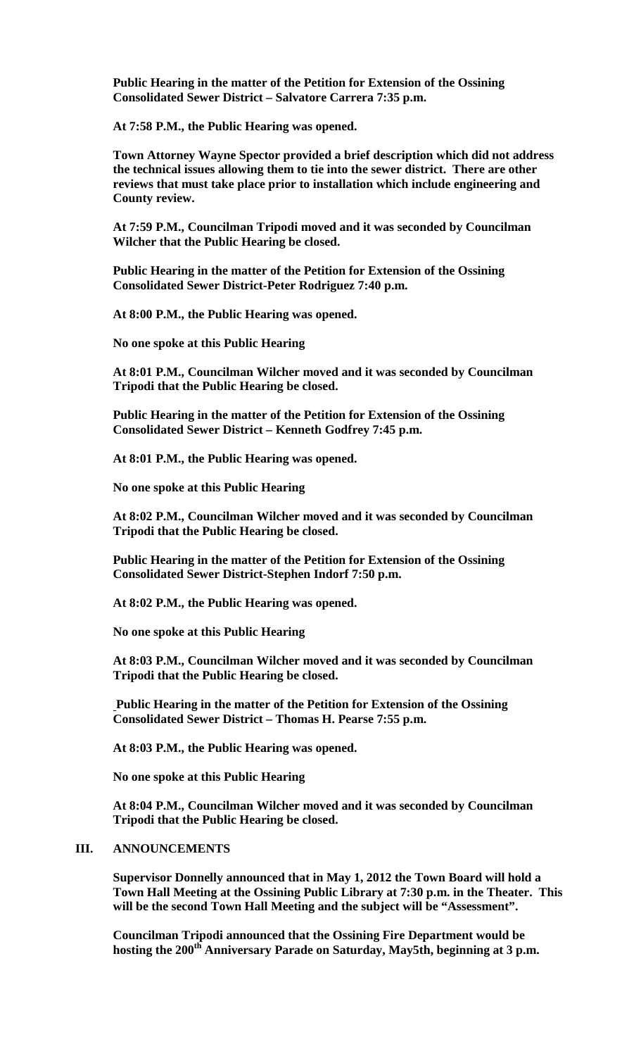**Public Hearing in the matter of the Petition for Extension of the Ossining Consolidated Sewer District – Salvatore Carrera 7:35 p.m.**

**At 7:58 P.M., the Public Hearing was opened.**

**Town Attorney Wayne Spector provided a brief description which did not address the technical issues allowing them to tie into the sewer district. There are other reviews that must take place prior to installation which include engineering and County review.**

**At 7:59 P.M., Councilman Tripodi moved and it was seconded by Councilman Wilcher that the Public Hearing be closed.**

**Public Hearing in the matter of the Petition for Extension of the Ossining Consolidated Sewer District-Peter Rodriguez 7:40 p.m.**

**At 8:00 P.M., the Public Hearing was opened.**

**No one spoke at this Public Hearing**

**At 8:01 P.M., Councilman Wilcher moved and it was seconded by Councilman Tripodi that the Public Hearing be closed.**

**Public Hearing in the matter of the Petition for Extension of the Ossining Consolidated Sewer District – Kenneth Godfrey 7:45 p.m.**

**At 8:01 P.M., the Public Hearing was opened.**

**No one spoke at this Public Hearing**

**At 8:02 P.M., Councilman Wilcher moved and it was seconded by Councilman Tripodi that the Public Hearing be closed.**

**Public Hearing in the matter of the Petition for Extension of the Ossining Consolidated Sewer District-Stephen Indorf 7:50 p.m.**

**At 8:02 P.M., the Public Hearing was opened.**

**No one spoke at this Public Hearing**

**At 8:03 P.M., Councilman Wilcher moved and it was seconded by Councilman Tripodi that the Public Hearing be closed.**

**Public Hearing in the matter of the Petition for Extension of the Ossining Consolidated Sewer District – Thomas H. Pearse 7:55 p.m.**

**At 8:03 P.M., the Public Hearing was opened.**

**No one spoke at this Public Hearing**

**At 8:04 P.M., Councilman Wilcher moved and it was seconded by Councilman Tripodi that the Public Hearing be closed.**

## III. ANNOUNCEMENTS

**Supervisor Donnelly announced that in May 1, 2012 the Town Board will hold a Town Hall Meeting at the Ossining Public Library at 7:30 p.m. in the Theater. This will be the second Town Hall Meeting and the subject will be "Assessment".**

**Councilman Tripodi announced that the Ossining Fire Department would be hosting the 200th Anniversary Parade on Saturday, May5th, beginning at 3 p.m.**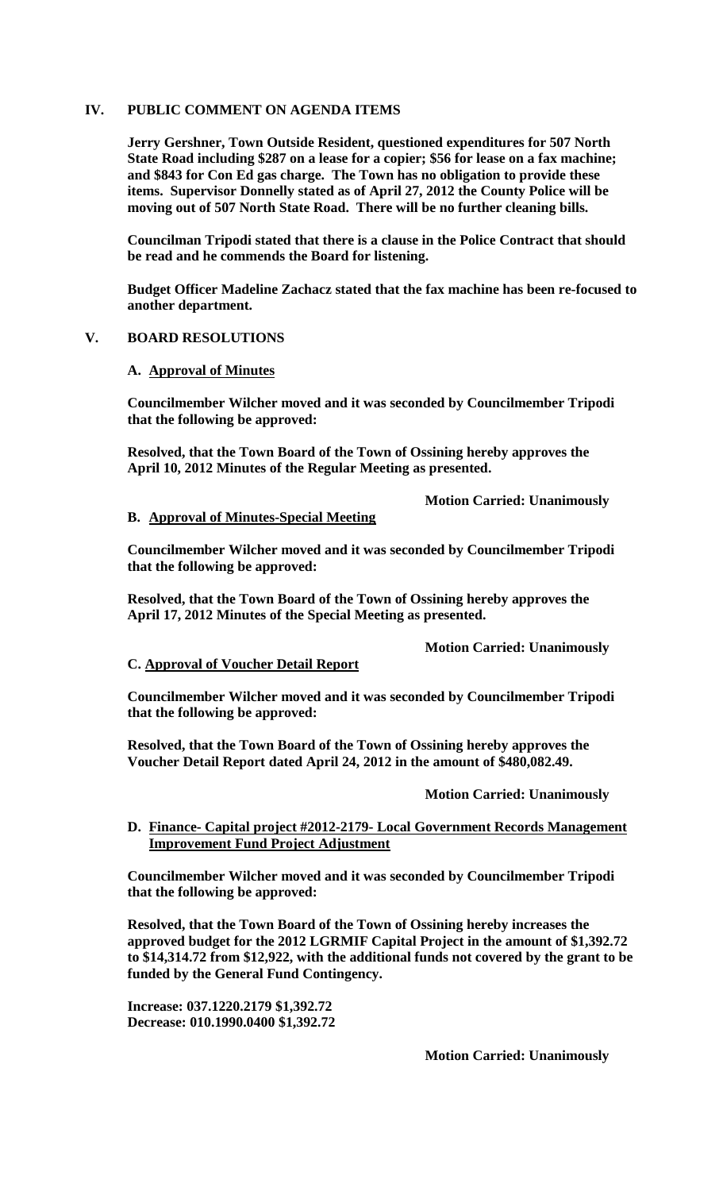## IV. PUBLIC COMMENT ON AGENDA ITEMS

**Jerry Gershner, Town Outside Resident, questioned expenditures for 507 North State Road including $287 on a lease for a copier; $56 for lease on a fax machine; and $843 for Con Ed gas charge. The Town has no obligation to provide these items. Supervisor Donnelly stated as of April 27, 2012 the County Police will be moving out of 507 North State Road. There will be no further cleaning bills.**

**Councilman Tripodi stated that there is a clause in the Police Contract that should be read and he commends the Board for listening.**

**Budget Officer Madeline Zachacz stated that the fax machine has been re-focused to another department.**

## V. BOARD RESOLUTIONS

### A. Approval of Minutes

**Councilmember Wilcher moved and it was seconded by Councilmember Tripodi that the following be approved:**

**Resolved, that the Town Board of the Town of Ossining hereby approves the April 10, 2012 Minutes of the Regular Meeting as presented.**

**Motion Carried: Unanimously**

### B. Approval of Minutes-Special Meeting

**Councilmember Wilcher moved and it was seconded by Councilmember Tripodi that the following be approved:**

**Resolved, that the Town Board of the Town of Ossining hereby approves the April 17, 2012 Minutes of the Special Meeting as presented.**

**Motion Carried: Unanimously**

### C. Approval of Voucher Detail Report

**Councilmember Wilcher moved and it was seconded by Councilmember Tripodi that the following be approved:**

**Resolved, that the Town Board of the Town of Ossining hereby approves the Voucher Detail Report dated April 24, 2012 in the amount of $480,082.49.**

**Motion Carried: Unanimously**

### D. Finance- Capital project #2012-2179- Local Government Records Management Improvement Fund Project Adjustment

**Councilmember Wilcher moved and it was seconded by Councilmember Tripodi that the following be approved:**

**Resolved, that the Town Board of the Town of Ossining hereby increases the approved budget for the 2012 LGRMIF Capital Project in the amount of $1,392.72 to $14,314.72 from $12,922, with the additional funds not covered by the grant to be funded by the General Fund Contingency.**

**Increase: 037.1220.2179 $1,392.72**
**Decrease: 010.1990.0400 $1,392.72**

**Motion Carried: Unanimously**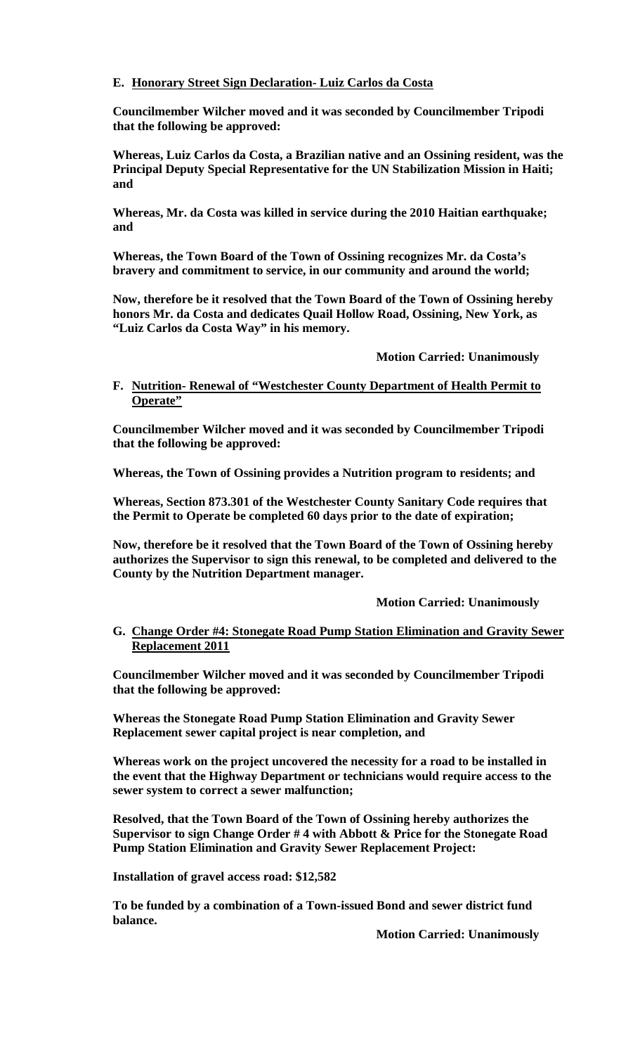**E. Honorary Street Sign Declaration- Luiz Carlos da Costa**

**Councilmember Wilcher moved and it was seconded by Councilmember Tripodi that the following be approved:**

**Whereas, Luiz Carlos da Costa, a Brazilian native and an Ossining resident, was the Principal Deputy Special Representative for the UN Stabilization Mission in Haiti; and**

**Whereas, Mr. da Costa was killed in service during the 2010 Haitian earthquake; and**

**Whereas, the Town Board of the Town of Ossining recognizes Mr. da Costa's bravery and commitment to service, in our community and around the world;**

**Now, therefore be it resolved that the Town Board of the Town of Ossining hereby honors Mr. da Costa and dedicates Quail Hollow Road, Ossining, New York, as "Luiz Carlos da Costa Way" in his memory.**

**Motion Carried: Unanimously**

**F. Nutrition- Renewal of "Westchester County Department of Health Permit to Operate"**

**Councilmember Wilcher moved and it was seconded by Councilmember Tripodi that the following be approved:**

**Whereas, the Town of Ossining provides a Nutrition program to residents; and**

**Whereas, Section 873.301 of the Westchester County Sanitary Code requires that the Permit to Operate be completed 60 days prior to the date of expiration;**

**Now, therefore be it resolved that the Town Board of the Town of Ossining hereby authorizes the Supervisor to sign this renewal, to be completed and delivered to the County by the Nutrition Department manager.**

**Motion Carried: Unanimously**

**G. Change Order #4: Stonegate Road Pump Station Elimination and Gravity Sewer Replacement 2011**

**Councilmember Wilcher moved and it was seconded by Councilmember Tripodi that the following be approved:**

**Whereas the Stonegate Road Pump Station Elimination and Gravity Sewer Replacement sewer capital project is near completion, and**

**Whereas work on the project uncovered the necessity for a road to be installed in the event that the Highway Department or technicians would require access to the sewer system to correct a sewer malfunction;**

**Resolved, that the Town Board of the Town of Ossining hereby authorizes the Supervisor to sign Change Order # 4 with Abbott & Price for the Stonegate Road Pump Station Elimination and Gravity Sewer Replacement Project:**

**Installation of gravel access road: $12,582**

**To be funded by a combination of a Town-issued Bond and sewer district fund balance.**

**Motion Carried: Unanimously**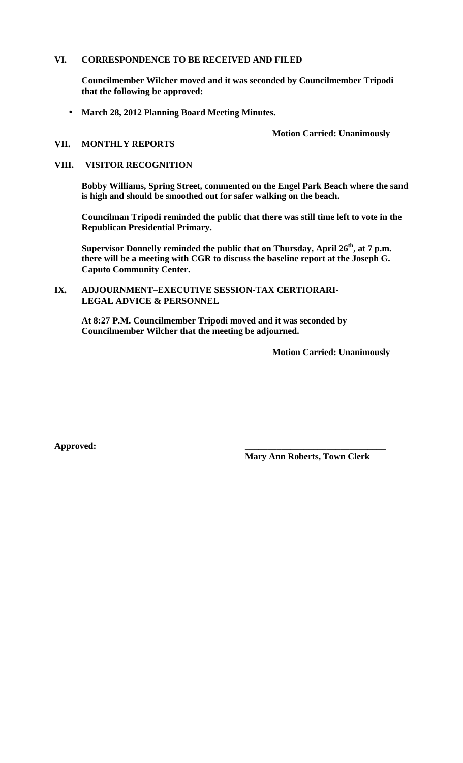**VI. CORRESPONDENCE TO BE RECEIVED AND FILED**

**Councilmember Wilcher moved and it was seconded by Councilmember Tripodi that the following be approved:**

- **March 28, 2012 Planning Board Meeting Minutes.**

**Motion Carried: Unanimously**

**VII. MONTHLY REPORTS**

**VIII. VISITOR RECOGNITION**

**Bobby Williams, Spring Street, commented on the Engel Park Beach where the sand is high and should be smoothed out for safer walking on the beach.**

**Councilman Tripodi reminded the public that there was still time left to vote in the Republican Presidential Primary.**

**Supervisor Donnelly reminded the public that on Thursday, April 26th, at 7 p.m. there will be a meeting with CGR to discuss the baseline report at the Joseph G. Caputo Community Center.**

**IX. ADJOURNMENT–EXECUTIVE SESSION-TAX CERTIORARI-LEGAL ADVICE & PERSONNEL**

**At 8:27 P.M. Councilmember Tripodi moved and it was seconded by Councilmember Wilcher that the meeting be adjourned.**

**Motion Carried: Unanimously**

**Approved:** ______________________________

**Mary Ann Roberts, Town Clerk**